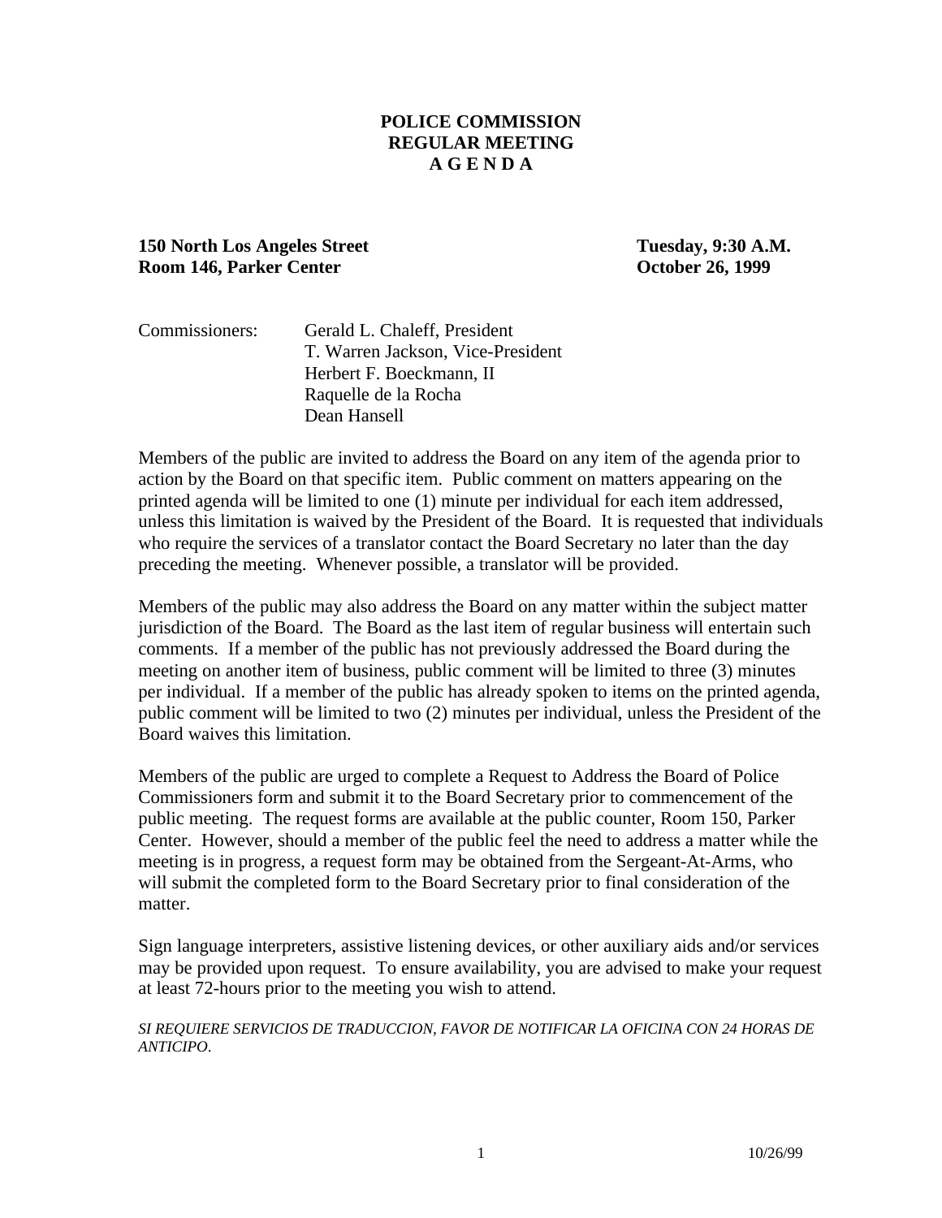# POLICE COMMISSION
## REGULAR MEETING
## A G E N D A

**150 North Los Angeles Street** — **Tuesday, 9:30 A.M.**
**Room 146, Parker Center** — **October 26, 1999**

Commissioners:
- Gerald L. Chaleff, President
- T. Warren Jackson, Vice-President
- Herbert F. Boeckmann, II
- Raquelle de la Rocha
- Dean Hansell

Members of the public are invited to address the Board on any item of the agenda prior to action by the Board on that specific item. Public comment on matters appearing on the printed agenda will be limited to one (1) minute per individual for each item addressed, unless this limitation is waived by the President of the Board. It is requested that individuals who require the services of a translator contact the Board Secretary no later than the day preceding the meeting. Whenever possible, a translator will be provided.

Members of the public may also address the Board on any matter within the subject matter jurisdiction of the Board. The Board as the last item of regular business will entertain such comments. If a member of the public has not previously addressed the Board during the meeting on another item of business, public comment will be limited to three (3) minutes per individual. If a member of the public has already spoken to items on the printed agenda, public comment will be limited to two (2) minutes per individual, unless the President of the Board waives this limitation.

Members of the public are urged to complete a Request to Address the Board of Police Commissioners form and submit it to the Board Secretary prior to commencement of the public meeting. The request forms are available at the public counter, Room 150, Parker Center. However, should a member of the public feel the need to address a matter while the meeting is in progress, a request form may be obtained from the Sergeant-At-Arms, who will submit the completed form to the Board Secretary prior to final consideration of the matter.

Sign language interpreters, assistive listening devices, or other auxiliary aids and/or services may be provided upon request. To ensure availability, you are advised to make your request at least 72-hours prior to the meeting you wish to attend.

*SI REQUIERE SERVICIOS DE TRADUCCION, FAVOR DE NOTIFICAR LA OFICINA CON 24 HORAS DE ANTICIPO.*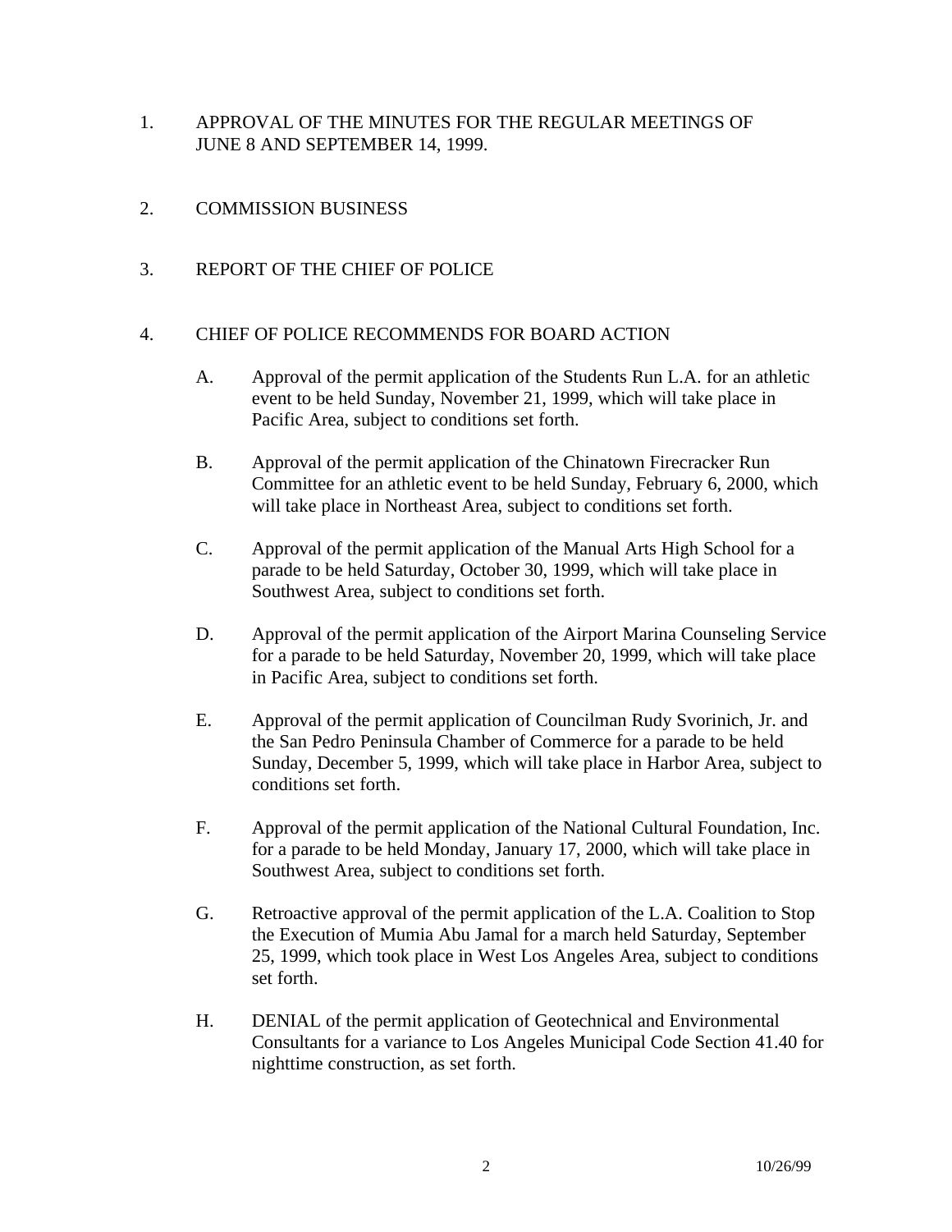1. APPROVAL OF THE MINUTES FOR THE REGULAR MEETINGS OF JUNE 8 AND SEPTEMBER 14, 1999.

2. COMMISSION BUSINESS

3. REPORT OF THE CHIEF OF POLICE

4. CHIEF OF POLICE RECOMMENDS FOR BOARD ACTION

   A. Approval of the permit application of the Students Run L.A. for an athletic event to be held Sunday, November 21, 1999, which will take place in Pacific Area, subject to conditions set forth.

   B. Approval of the permit application of the Chinatown Firecracker Run Committee for an athletic event to be held Sunday, February 6, 2000, which will take place in Northeast Area, subject to conditions set forth.

   C. Approval of the permit application of the Manual Arts High School for a parade to be held Saturday, October 30, 1999, which will take place in Southwest Area, subject to conditions set forth.

   D. Approval of the permit application of the Airport Marina Counseling Service for a parade to be held Saturday, November 20, 1999, which will take place in Pacific Area, subject to conditions set forth.

   E. Approval of the permit application of Councilman Rudy Svorinich, Jr. and the San Pedro Peninsula Chamber of Commerce for a parade to be held Sunday, December 5, 1999, which will take place in Harbor Area, subject to conditions set forth.

   F. Approval of the permit application of the National Cultural Foundation, Inc. for a parade to be held Monday, January 17, 2000, which will take place in Southwest Area, subject to conditions set forth.

   G. Retroactive approval of the permit application of the L.A. Coalition to Stop the Execution of Mumia Abu Jamal for a march held Saturday, September 25, 1999, which took place in West Los Angeles Area, subject to conditions set forth.

   H. DENIAL of the permit application of Geotechnical and Environmental Consultants for a variance to Los Angeles Municipal Code Section 41.40 for nighttime construction, as set forth.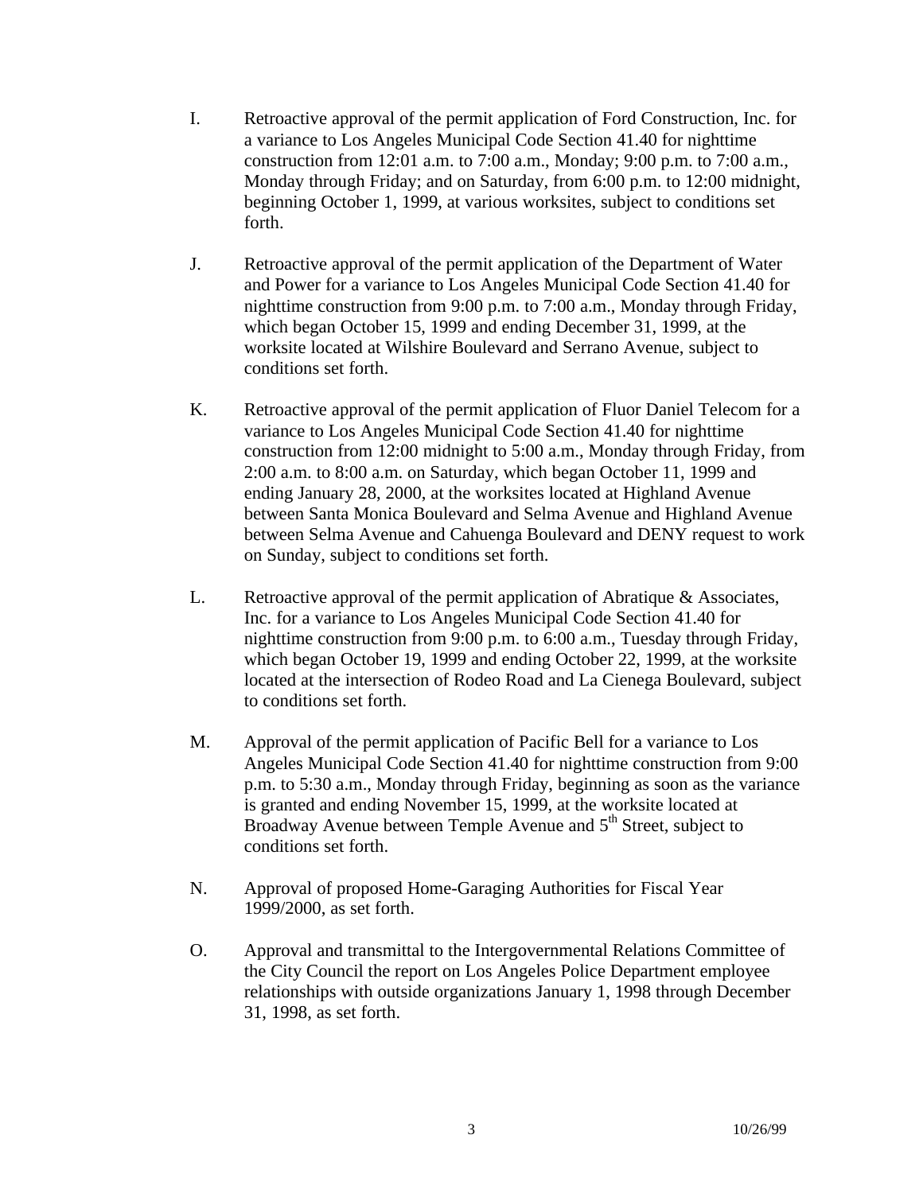I. Retroactive approval of the permit application of Ford Construction, Inc. for a variance to Los Angeles Municipal Code Section 41.40 for nighttime construction from 12:01 a.m. to 7:00 a.m., Monday; 9:00 p.m. to 7:00 a.m., Monday through Friday; and on Saturday, from 6:00 p.m. to 12:00 midnight, beginning October 1, 1999, at various worksites, subject to conditions set forth.

J. Retroactive approval of the permit application of the Department of Water and Power for a variance to Los Angeles Municipal Code Section 41.40 for nighttime construction from 9:00 p.m. to 7:00 a.m., Monday through Friday, which began October 15, 1999 and ending December 31, 1999, at the worksite located at Wilshire Boulevard and Serrano Avenue, subject to conditions set forth.

K. Retroactive approval of the permit application of Fluor Daniel Telecom for a variance to Los Angeles Municipal Code Section 41.40 for nighttime construction from 12:00 midnight to 5:00 a.m., Monday through Friday, from 2:00 a.m. to 8:00 a.m. on Saturday, which began October 11, 1999 and ending January 28, 2000, at the worksites located at Highland Avenue between Santa Monica Boulevard and Selma Avenue and Highland Avenue between Selma Avenue and Cahuenga Boulevard and DENY request to work on Sunday, subject to conditions set forth.

L. Retroactive approval of the permit application of Abratique & Associates, Inc. for a variance to Los Angeles Municipal Code Section 41.40 for nighttime construction from 9:00 p.m. to 6:00 a.m., Tuesday through Friday, which began October 19, 1999 and ending October 22, 1999, at the worksite located at the intersection of Rodeo Road and La Cienega Boulevard, subject to conditions set forth.

M. Approval of the permit application of Pacific Bell for a variance to Los Angeles Municipal Code Section 41.40 for nighttime construction from 9:00 p.m. to 5:30 a.m., Monday through Friday, beginning as soon as the variance is granted and ending November 15, 1999, at the worksite located at Broadway Avenue between Temple Avenue and 5th Street, subject to conditions set forth.

N. Approval of proposed Home-Garaging Authorities for Fiscal Year 1999/2000, as set forth.

O. Approval and transmittal to the Intergovernmental Relations Committee of the City Council the report on Los Angeles Police Department employee relationships with outside organizations January 1, 1998 through December 31, 1998, as set forth.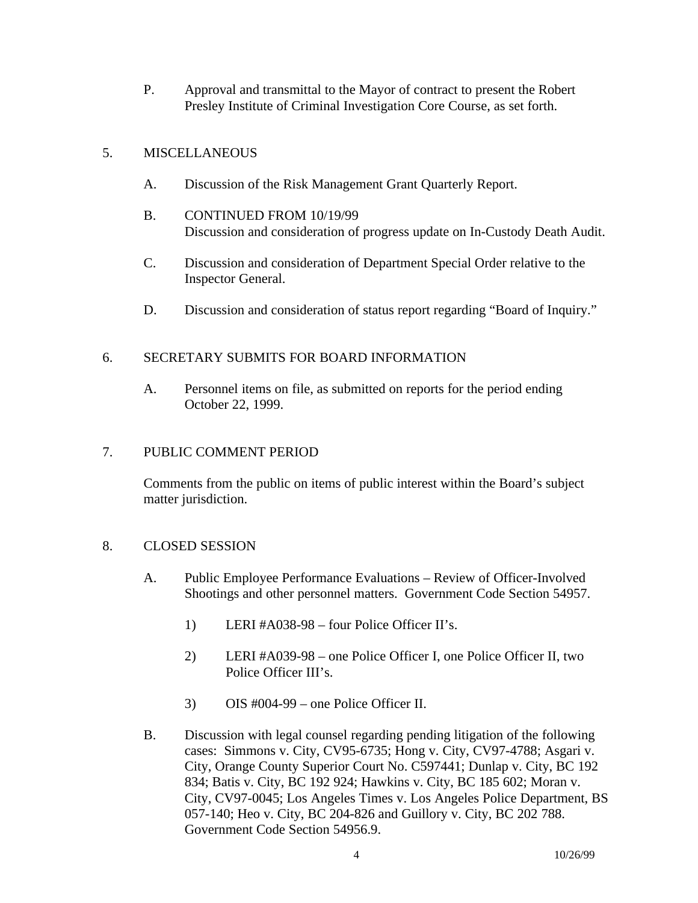P. Approval and transmittal to the Mayor of contract to present the Robert Presley Institute of Criminal Investigation Core Course, as set forth.

5. MISCELLANEOUS

A. Discussion of the Risk Management Grant Quarterly Report.

B. CONTINUED FROM 10/19/99
Discussion and consideration of progress update on In-Custody Death Audit.

C. Discussion and consideration of Department Special Order relative to the Inspector General.

D. Discussion and consideration of status report regarding "Board of Inquiry."

6. SECRETARY SUBMITS FOR BOARD INFORMATION

A. Personnel items on file, as submitted on reports for the period ending October 22, 1999.

7. PUBLIC COMMENT PERIOD

Comments from the public on items of public interest within the Board's subject matter jurisdiction.

8. CLOSED SESSION

A. Public Employee Performance Evaluations – Review of Officer-Involved Shootings and other personnel matters. Government Code Section 54957.

1) LERI #A038-98 – four Police Officer II's.

2) LERI #A039-98 – one Police Officer I, one Police Officer II, two Police Officer III's.

3) OIS #004-99 – one Police Officer II.

B. Discussion with legal counsel regarding pending litigation of the following cases: Simmons v. City, CV95-6735; Hong v. City, CV97-4788; Asgari v. City, Orange County Superior Court No. C597441; Dunlap v. City, BC 192 834; Batis v. City, BC 192 924; Hawkins v. City, BC 185 602; Moran v. City, CV97-0045; Los Angeles Times v. Los Angeles Police Department, BS 057-140; Heo v. City, BC 204-826 and Guillory v. City, BC 202 788. Government Code Section 54956.9.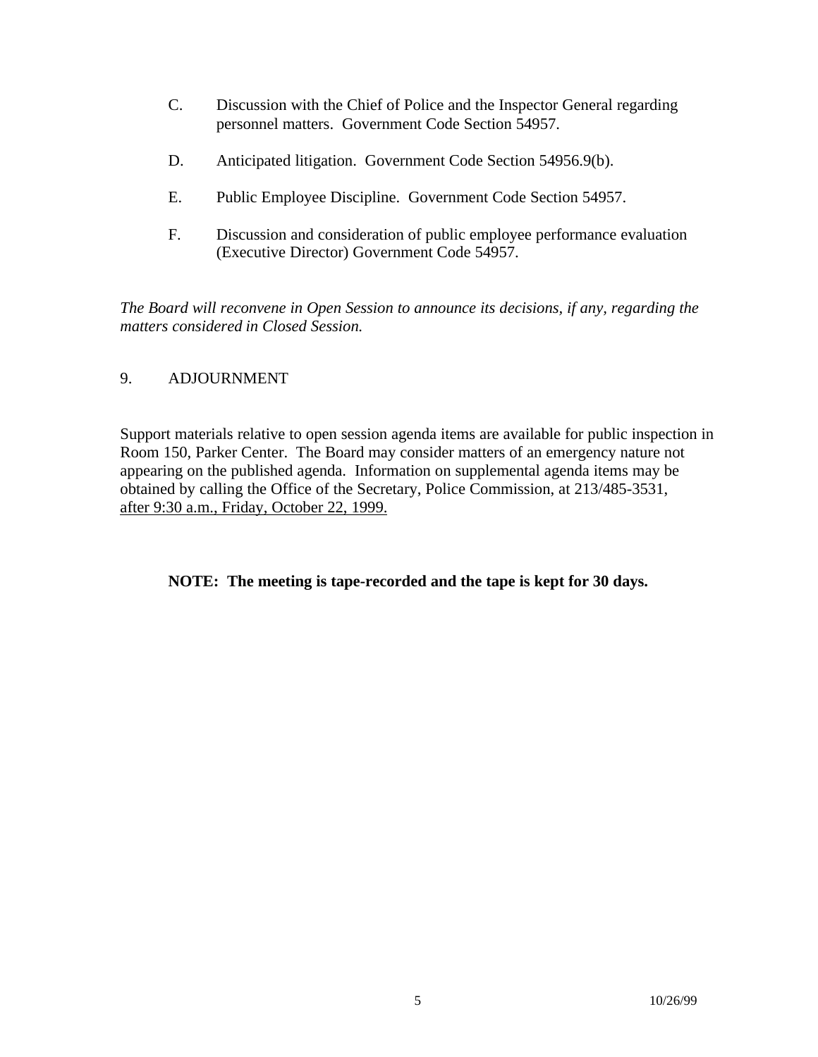C. Discussion with the Chief of Police and the Inspector General regarding personnel matters. Government Code Section 54957.

D. Anticipated litigation. Government Code Section 54956.9(b).

E. Public Employee Discipline. Government Code Section 54957.

F. Discussion and consideration of public employee performance evaluation (Executive Director) Government Code 54957.

*The Board will reconvene in Open Session to announce its decisions, if any, regarding the matters considered in Closed Session.*

9. ADJOURNMENT

Support materials relative to open session agenda items are available for public inspection in Room 150, Parker Center. The Board may consider matters of an emergency nature not appearing on the published agenda. Information on supplemental agenda items may be obtained by calling the Office of the Secretary, Police Commission, at 213/485-3531, after 9:30 a.m., Friday, October 22, 1999.

**NOTE: The meeting is tape-recorded and the tape is kept for 30 days.**